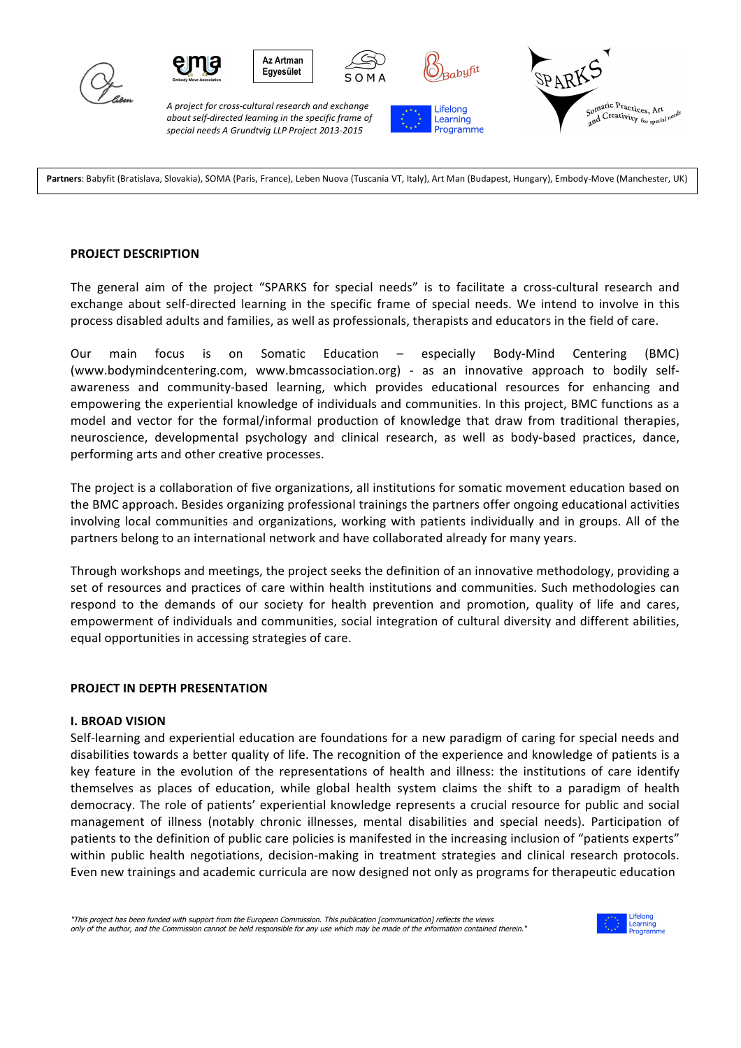Az Artman Egyesület

*A project for cross-cultural research and exchange about self-directed learning in the specific frame of special needs A Grundtvig LLP Project 2013-2015*

SPARKS — Somatic Practices, Art and Creativity for special needs

**Partners**: Babyfit (Bratislava, Slovakia), SOMA (Paris, France), Leben Nuova (Tuscania VT, Italy), Art Man (Budapest, Hungary), Embody-Move (Manchester, UK)

**PROJECT DESCRIPTION**

The general aim of the project "SPARKS for special needs" is to facilitate a cross-cultural research and exchange about self-directed learning in the specific frame of special needs. We intend to involve in this process disabled adults and families, as well as professionals, therapists and educators in the field of care.

Our main focus is on Somatic Education – especially Body-Mind Centering (BMC) (www.bodymindcentering.com, www.bmcassociation.org) - as an innovative approach to bodily self-awareness and community-based learning, which provides educational resources for enhancing and empowering the experiential knowledge of individuals and communities. In this project, BMC functions as a model and vector for the formal/informal production of knowledge that draw from traditional therapies, neuroscience, developmental psychology and clinical research, as well as body-based practices, dance, performing arts and other creative processes.

The project is a collaboration of five organizations, all institutions for somatic movement education based on the BMC approach. Besides organizing professional trainings the partners offer ongoing educational activities involving local communities and organizations, working with patients individually and in groups. All of the partners belong to an international network and have collaborated already for many years.

Through workshops and meetings, the project seeks the definition of an innovative methodology, providing a set of resources and practices of care within health institutions and communities. Such methodologies can respond to the demands of our society for health prevention and promotion, quality of life and cares, empowerment of individuals and communities, social integration of cultural diversity and different abilities, equal opportunities in accessing strategies of care.

**PROJECT IN DEPTH PRESENTATION**

**I. BROAD VISION**

Self-learning and experiential education are foundations for a new paradigm of caring for special needs and disabilities towards a better quality of life. The recognition of the experience and knowledge of patients is a key feature in the evolution of the representations of health and illness: the institutions of care identify themselves as places of education, while global health system claims the shift to a paradigm of health democracy. The role of patients' experiential knowledge represents a crucial resource for public and social management of illness (notably chronic illnesses, mental disabilities and special needs). Participation of patients to the definition of public care policies is manifested in the increasing inclusion of "patients experts" within public health negotiations, decision-making in treatment strategies and clinical research protocols. Even new trainings and academic curricula are now designed not only as programs for therapeutic education

*"This project has been funded with support from the European Commission. This publication [communication] reflects the views only of the author, and the Commission cannot be held responsible for any use which may be made of the information contained therein."*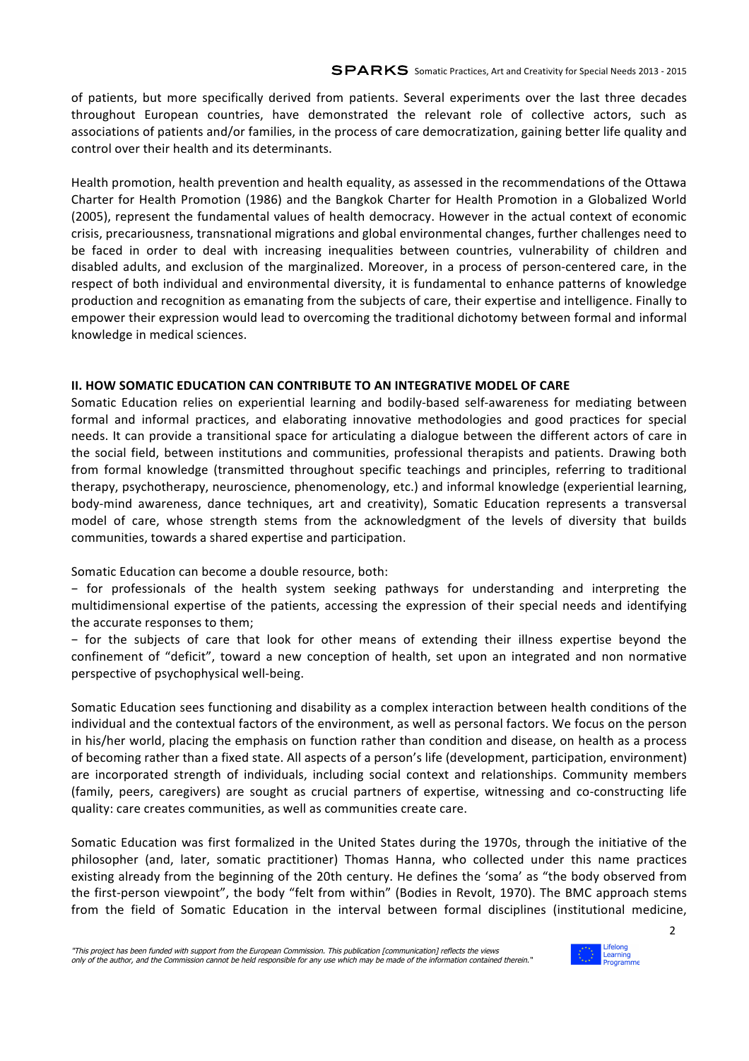of patients, but more specifically derived from patients. Several experiments over the last three decades throughout European countries, have demonstrated the relevant role of collective actors, such as associations of patients and/or families, in the process of care democratization, gaining better life quality and control over their health and its determinants.

Health promotion, health prevention and health equality, as assessed in the recommendations of the Ottawa Charter for Health Promotion (1986) and the Bangkok Charter for Health Promotion in a Globalized World (2005), represent the fundamental values of health democracy. However in the actual context of economic crisis, precariousness, transnational migrations and global environmental changes, further challenges need to be faced in order to deal with increasing inequalities between countries, vulnerability of children and disabled adults, and exclusion of the marginalized. Moreover, in a process of person-centered care, in the respect of both individual and environmental diversity, it is fundamental to enhance patterns of knowledge production and recognition as emanating from the subjects of care, their expertise and intelligence. Finally to empower their expression would lead to overcoming the traditional dichotomy between formal and informal knowledge in medical sciences.

## II. HOW SOMATIC EDUCATION CAN CONTRIBUTE TO AN INTEGRATIVE MODEL OF CARE

Somatic Education relies on experiential learning and bodily-based self-awareness for mediating between formal and informal practices, and elaborating innovative methodologies and good practices for special needs. It can provide a transitional space for articulating a dialogue between the different actors of care in the social field, between institutions and communities, professional therapists and patients. Drawing both from formal knowledge (transmitted throughout specific teachings and principles, referring to traditional therapy, psychotherapy, neuroscience, phenomenology, etc.) and informal knowledge (experiential learning, body-mind awareness, dance techniques, art and creativity), Somatic Education represents a transversal model of care, whose strength stems from the acknowledgment of the levels of diversity that builds communities, towards a shared expertise and participation.

Somatic Education can become a double resource, both:

- for professionals of the health system seeking pathways for understanding and interpreting the multidimensional expertise of the patients, accessing the expression of their special needs and identifying the accurate responses to them;
- for the subjects of care that look for other means of extending their illness expertise beyond the confinement of "deficit", toward a new conception of health, set upon an integrated and non normative perspective of psychophysical well-being.

Somatic Education sees functioning and disability as a complex interaction between health conditions of the individual and the contextual factors of the environment, as well as personal factors. We focus on the person in his/her world, placing the emphasis on function rather than condition and disease, on health as a process of becoming rather than a fixed state. All aspects of a person's life (development, participation, environment) are incorporated strength of individuals, including social context and relationships. Community members (family, peers, caregivers) are sought as crucial partners of expertise, witnessing and co-constructing life quality: care creates communities, as well as communities create care.

Somatic Education was first formalized in the United States during the 1970s, through the initiative of the philosopher (and, later, somatic practitioner) Thomas Hanna, who collected under this name practices existing already from the beginning of the 20th century. He defines the 'soma' as "the body observed from the first-person viewpoint", the body "felt from within" (Bodies in Revolt, 1970). The BMC approach stems from the field of Somatic Education in the interval between formal disciplines (institutional medicine,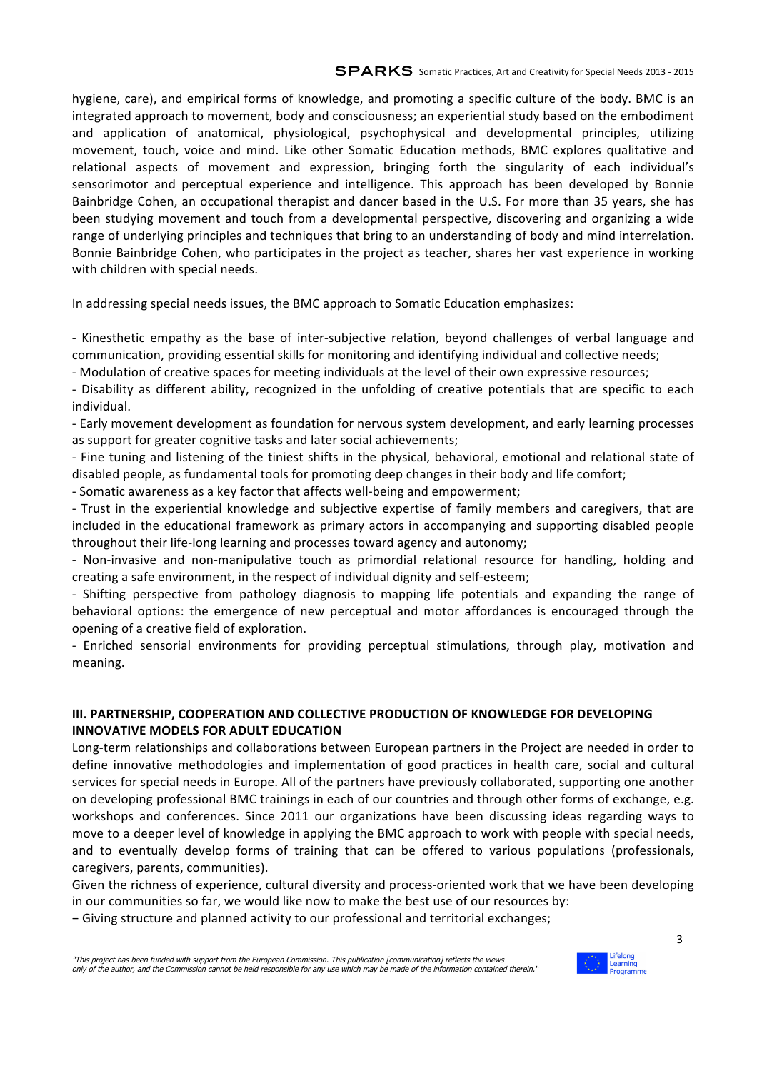hygiene, care), and empirical forms of knowledge, and promoting a specific culture of the body. BMC is an integrated approach to movement, body and consciousness; an experiential study based on the embodiment and application of anatomical, physiological, psychophysical and developmental principles, utilizing movement, touch, voice and mind. Like other Somatic Education methods, BMC explores qualitative and relational aspects of movement and expression, bringing forth the singularity of each individual's sensorimotor and perceptual experience and intelligence. This approach has been developed by Bonnie Bainbridge Cohen, an occupational therapist and dancer based in the U.S. For more than 35 years, she has been studying movement and touch from a developmental perspective, discovering and organizing a wide range of underlying principles and techniques that bring to an understanding of body and mind interrelation. Bonnie Bainbridge Cohen, who participates in the project as teacher, shares her vast experience in working with children with special needs.

In addressing special needs issues, the BMC approach to Somatic Education emphasizes:

- Kinesthetic empathy as the base of inter-subjective relation, beyond challenges of verbal language and communication, providing essential skills for monitoring and identifying individual and collective needs;
- Modulation of creative spaces for meeting individuals at the level of their own expressive resources;
- Disability as different ability, recognized in the unfolding of creative potentials that are specific to each individual.
- Early movement development as foundation for nervous system development, and early learning processes as support for greater cognitive tasks and later social achievements;
- Fine tuning and listening of the tiniest shifts in the physical, behavioral, emotional and relational state of disabled people, as fundamental tools for promoting deep changes in their body and life comfort;
- Somatic awareness as a key factor that affects well-being and empowerment;
- Trust in the experiential knowledge and subjective expertise of family members and caregivers, that are included in the educational framework as primary actors in accompanying and supporting disabled people throughout their life-long learning and processes toward agency and autonomy;
- Non-invasive and non-manipulative touch as primordial relational resource for handling, holding and creating a safe environment, in the respect of individual dignity and self-esteem;
- Shifting perspective from pathology diagnosis to mapping life potentials and expanding the range of behavioral options: the emergence of new perceptual and motor affordances is encouraged through the opening of a creative field of exploration.
- Enriched sensorial environments for providing perceptual stimulations, through play, motivation and meaning.

## III. PARTNERSHIP, COOPERATION AND COLLECTIVE PRODUCTION OF KNOWLEDGE FOR DEVELOPING INNOVATIVE MODELS FOR ADULT EDUCATION

Long-term relationships and collaborations between European partners in the Project are needed in order to define innovative methodologies and implementation of good practices in health care, social and cultural services for special needs in Europe. All of the partners have previously collaborated, supporting one another on developing professional BMC trainings in each of our countries and through other forms of exchange, e.g. workshops and conferences. Since 2011 our organizations have been discussing ideas regarding ways to move to a deeper level of knowledge in applying the BMC approach to work with people with special needs, and to eventually develop forms of training that can be offered to various populations (professionals, caregivers, parents, communities).

Given the richness of experience, cultural diversity and process-oriented work that we have been developing in our communities so far, we would like now to make the best use of our resources by:

– Giving structure and planned activity to our professional and territorial exchanges;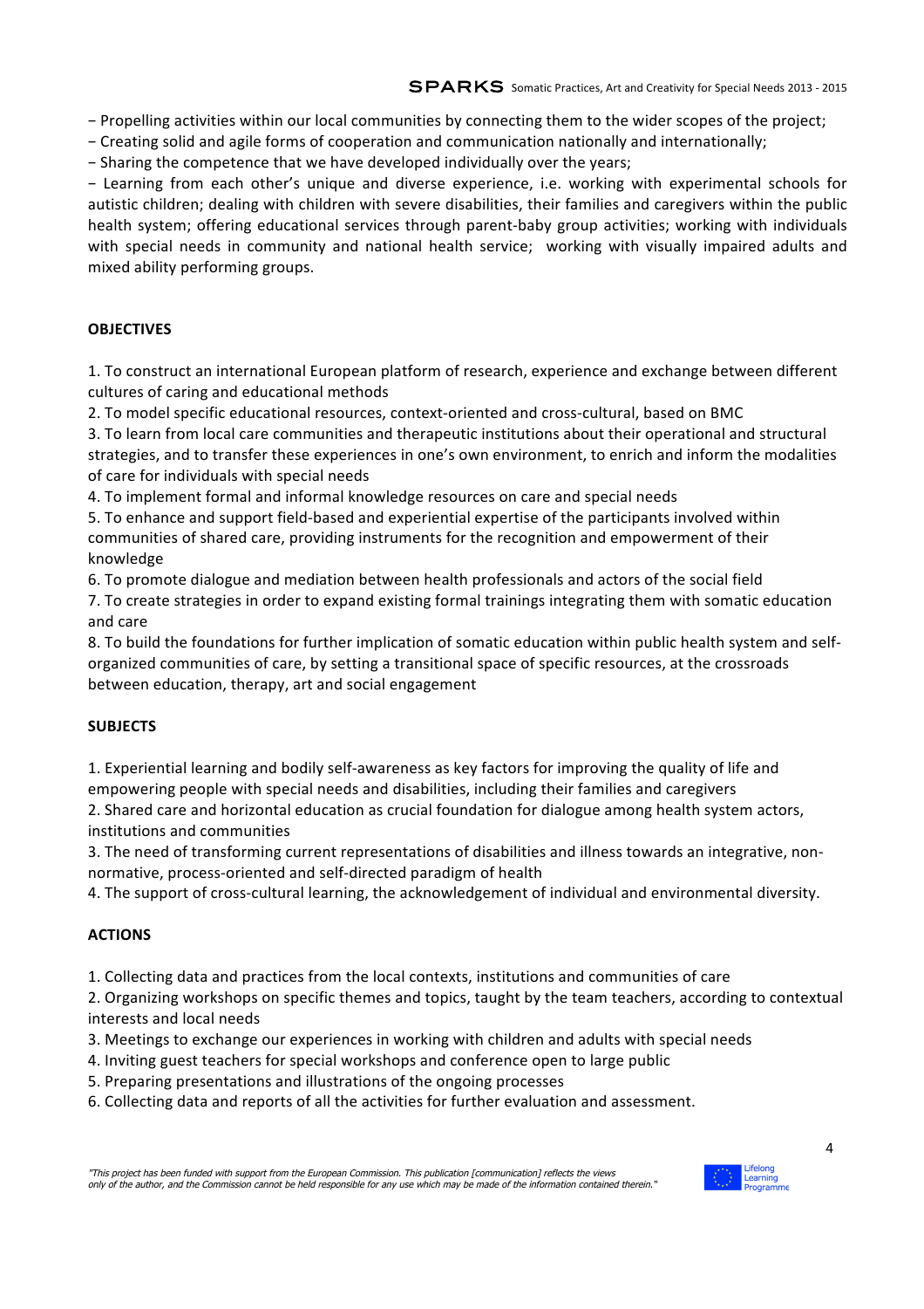− Propelling activities within our local communities by connecting them to the wider scopes of the project;

− Creating solid and agile forms of cooperation and communication nationally and internationally;

− Sharing the competence that we have developed individually over the years;

− Learning from each other's unique and diverse experience, i.e. working with experimental schools for autistic children; dealing with children with severe disabilities, their families and caregivers within the public health system; offering educational services through parent-baby group activities; working with individuals with special needs in community and national health service; working with visually impaired adults and mixed ability performing groups.

**OBJECTIVES**

1. To construct an international European platform of research, experience and exchange between different cultures of caring and educational methods
2. To model specific educational resources, context-oriented and cross-cultural, based on BMC
3. To learn from local care communities and therapeutic institutions about their operational and structural strategies, and to transfer these experiences in one's own environment, to enrich and inform the modalities of care for individuals with special needs
4. To implement formal and informal knowledge resources on care and special needs
5. To enhance and support field-based and experiential expertise of the participants involved within communities of shared care, providing instruments for the recognition and empowerment of their knowledge
6. To promote dialogue and mediation between health professionals and actors of the social field
7. To create strategies in order to expand existing formal trainings integrating them with somatic education and care
8. To build the foundations for further implication of somatic education within public health system and self-organized communities of care, by setting a transitional space of specific resources, at the crossroads between education, therapy, art and social engagement

**SUBJECTS**

1. Experiential learning and bodily self-awareness as key factors for improving the quality of life and empowering people with special needs and disabilities, including their families and caregivers
2. Shared care and horizontal education as crucial foundation for dialogue among health system actors, institutions and communities
3. The need of transforming current representations of disabilities and illness towards an integrative, non-normative, process-oriented and self-directed paradigm of health
4. The support of cross-cultural learning, the acknowledgement of individual and environmental diversity.

**ACTIONS**

1. Collecting data and practices from the local contexts, institutions and communities of care
2. Organizing workshops on specific themes and topics, taught by the team teachers, according to contextual interests and local needs
3. Meetings to exchange our experiences in working with children and adults with special needs
4. Inviting guest teachers for special workshops and conference open to large public
5. Preparing presentations and illustrations of the ongoing processes
6. Collecting data and reports of all the activities for further evaluation and assessment.

*"This project has been funded with support from the European Commission. This publication [communication] reflects the views only of the author, and the Commission cannot be held responsible for any use which may be made of the information contained therein."*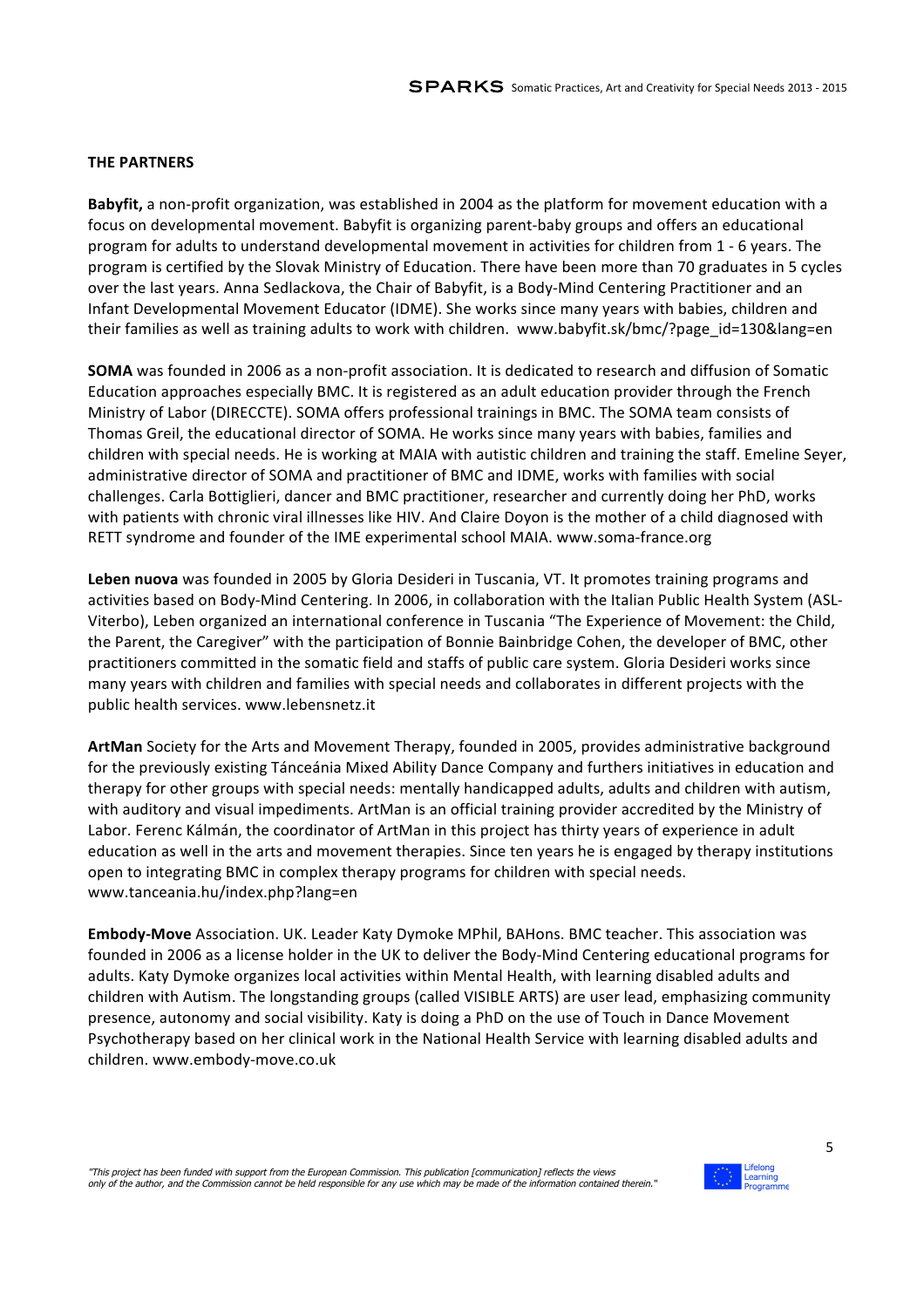## THE PARTNERS

**Babyfit,** a non-profit organization, was established in 2004 as the platform for movement education with a focus on developmental movement. Babyfit is organizing parent-baby groups and offers an educational program for adults to understand developmental movement in activities for children from 1 - 6 years. The program is certified by the Slovak Ministry of Education. There have been more than 70 graduates in 5 cycles over the last years. Anna Sedlackova, the Chair of Babyfit, is a Body-Mind Centering Practitioner and an Infant Developmental Movement Educator (IDME). She works since many years with babies, children and their families as well as training adults to work with children. www.babyfit.sk/bmc/?page_id=130&lang=en

**SOMA** was founded in 2006 as a non-profit association. It is dedicated to research and diffusion of Somatic Education approaches especially BMC. It is registered as an adult education provider through the French Ministry of Labor (DIRECCTE). SOMA offers professional trainings in BMC. The SOMA team consists of Thomas Greil, the educational director of SOMA. He works since many years with babies, families and children with special needs. He is working at MAIA with autistic children and training the staff. Emeline Seyer, administrative director of SOMA and practitioner of BMC and IDME, works with families with social challenges. Carla Bottiglieri, dancer and BMC practitioner, researcher and currently doing her PhD, works with patients with chronic viral illnesses like HIV. And Claire Doyon is the mother of a child diagnosed with RETT syndrome and founder of the IME experimental school MAIA. www.soma-france.org

**Leben nuova** was founded in 2005 by Gloria Desideri in Tuscania, VT. It promotes training programs and activities based on Body-Mind Centering. In 2006, in collaboration with the Italian Public Health System (ASL-Viterbo), Leben organized an international conference in Tuscania "The Experience of Movement: the Child, the Parent, the Caregiver" with the participation of Bonnie Bainbridge Cohen, the developer of BMC, other practitioners committed in the somatic field and staffs of public care system. Gloria Desideri works since many years with children and families with special needs and collaborates in different projects with the public health services. www.lebensnetz.it

**ArtMan** Society for the Arts and Movement Therapy, founded in 2005, provides administrative background for the previously existing Tánceánia Mixed Ability Dance Company and furthers initiatives in education and therapy for other groups with special needs: mentally handicapped adults, adults and children with autism, with auditory and visual impediments. ArtMan is an official training provider accredited by the Ministry of Labor. Ferenc Kálmán, the coordinator of ArtMan in this project has thirty years of experience in adult education as well in the arts and movement therapies. Since ten years he is engaged by therapy institutions open to integrating BMC in complex therapy programs for children with special needs. www.tanceania.hu/index.php?lang=en

**Embody-Move** Association. UK. Leader Katy Dymoke MPhil, BAHons. BMC teacher. This association was founded in 2006 as a license holder in the UK to deliver the Body-Mind Centering educational programs for adults. Katy Dymoke organizes local activities within Mental Health, with learning disabled adults and children with Autism. The longstanding groups (called VISIBLE ARTS) are user lead, emphasizing community presence, autonomy and social visibility. Katy is doing a PhD on the use of Touch in Dance Movement Psychotherapy based on her clinical work in the National Health Service with learning disabled adults and children. www.embody-move.co.uk

*"This project has been funded with support from the European Commission. This publication [communication] reflects the views only of the author, and the Commission cannot be held responsible for any use which may be made of the information contained therein."*